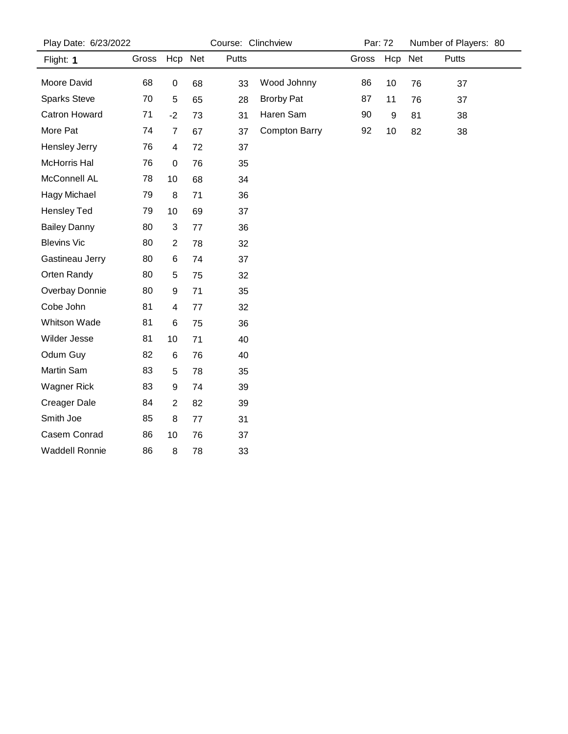Play Date: 6/23/2022 | Course: Clinchview | Par: 72 | Number of Players: 80

Flight: **1**

| Name | Gross | Hcp | Net | Putts |
|---|---|---|---|---|
| Moore David | 68 | 0 | 68 | 33 |
| Sparks Steve | 70 | 5 | 65 | 28 |
| Catron Howard | 71 | -2 | 73 | 31 |
| More Pat | 74 | 7 | 67 | 37 |
| Hensley Jerry | 76 | 4 | 72 | 37 |
| McHorris Hal | 76 | 0 | 76 | 35 |
| McConnell AL | 78 | 10 | 68 | 34 |
| Hagy Michael | 79 | 8 | 71 | 36 |
| Hensley Ted | 79 | 10 | 69 | 37 |
| Bailey Danny | 80 | 3 | 77 | 36 |
| Blevins Vic | 80 | 2 | 78 | 32 |
| Gastineau Jerry | 80 | 6 | 74 | 37 |
| Orten Randy | 80 | 5 | 75 | 32 |
| Overbay Donnie | 80 | 9 | 71 | 35 |
| Cobe John | 81 | 4 | 77 | 32 |
| Whitson Wade | 81 | 6 | 75 | 36 |
| Wilder Jesse | 81 | 10 | 71 | 40 |
| Odum Guy | 82 | 6 | 76 | 40 |
| Martin Sam | 83 | 5 | 78 | 35 |
| Wagner Rick | 83 | 9 | 74 | 39 |
| Creager Dale | 84 | 2 | 82 | 39 |
| Smith Joe | 85 | 8 | 77 | 31 |
| Casem Conrad | 86 | 10 | 76 | 37 |
| Waddell Ronnie | 86 | 8 | 78 | 33 |
| Wood Johnny | 86 | 10 | 76 | 37 |
| Brorby Pat | 87 | 11 | 76 | 37 |
| Haren Sam | 90 | 9 | 81 | 38 |
| Compton Barry | 92 | 10 | 82 | 38 |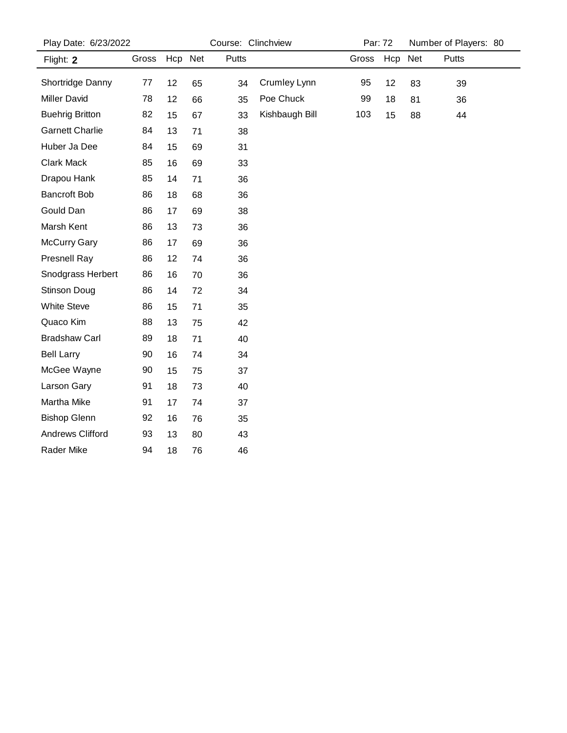Play Date: 6/23/2022 | Course: Clinchview | Par: 72 | Number of Players: 80

| Flight: **2** | Gross | Hcp | Net | Putts |
|---|---|---|---|---|
| Shortridge Danny | 77 | 12 | 65 | 34 |
| Miller David | 78 | 12 | 66 | 35 |
| Buehrig Britton | 82 | 15 | 67 | 33 |
| Garnett Charlie | 84 | 13 | 71 | 38 |
| Huber Ja Dee | 84 | 15 | 69 | 31 |
| Clark Mack | 85 | 16 | 69 | 33 |
| Drapou Hank | 85 | 14 | 71 | 36 |
| Bancroft Bob | 86 | 18 | 68 | 36 |
| Gould Dan | 86 | 17 | 69 | 38 |
| Marsh Kent | 86 | 13 | 73 | 36 |
| McCurry Gary | 86 | 17 | 69 | 36 |
| Presnell Ray | 86 | 12 | 74 | 36 |
| Snodgrass Herbert | 86 | 16 | 70 | 36 |
| Stinson Doug | 86 | 14 | 72 | 34 |
| White Steve | 86 | 15 | 71 | 35 |
| Quaco Kim | 88 | 13 | 75 | 42 |
| Bradshaw Carl | 89 | 18 | 71 | 40 |
| Bell Larry | 90 | 16 | 74 | 34 |
| McGee Wayne | 90 | 15 | 75 | 37 |
| Larson Gary | 91 | 18 | 73 | 40 |
| Martha Mike | 91 | 17 | 74 | 37 |
| Bishop Glenn | 92 | 16 | 76 | 35 |
| Andrews Clifford | 93 | 13 | 80 | 43 |
| Rader Mike | 94 | 18 | 76 | 46 |
| Crumley Lynn | 95 | 12 | 83 | 39 |
| Poe Chuck | 99 | 18 | 81 | 36 |
| Kishbaugh Bill | 103 | 15 | 88 | 44 |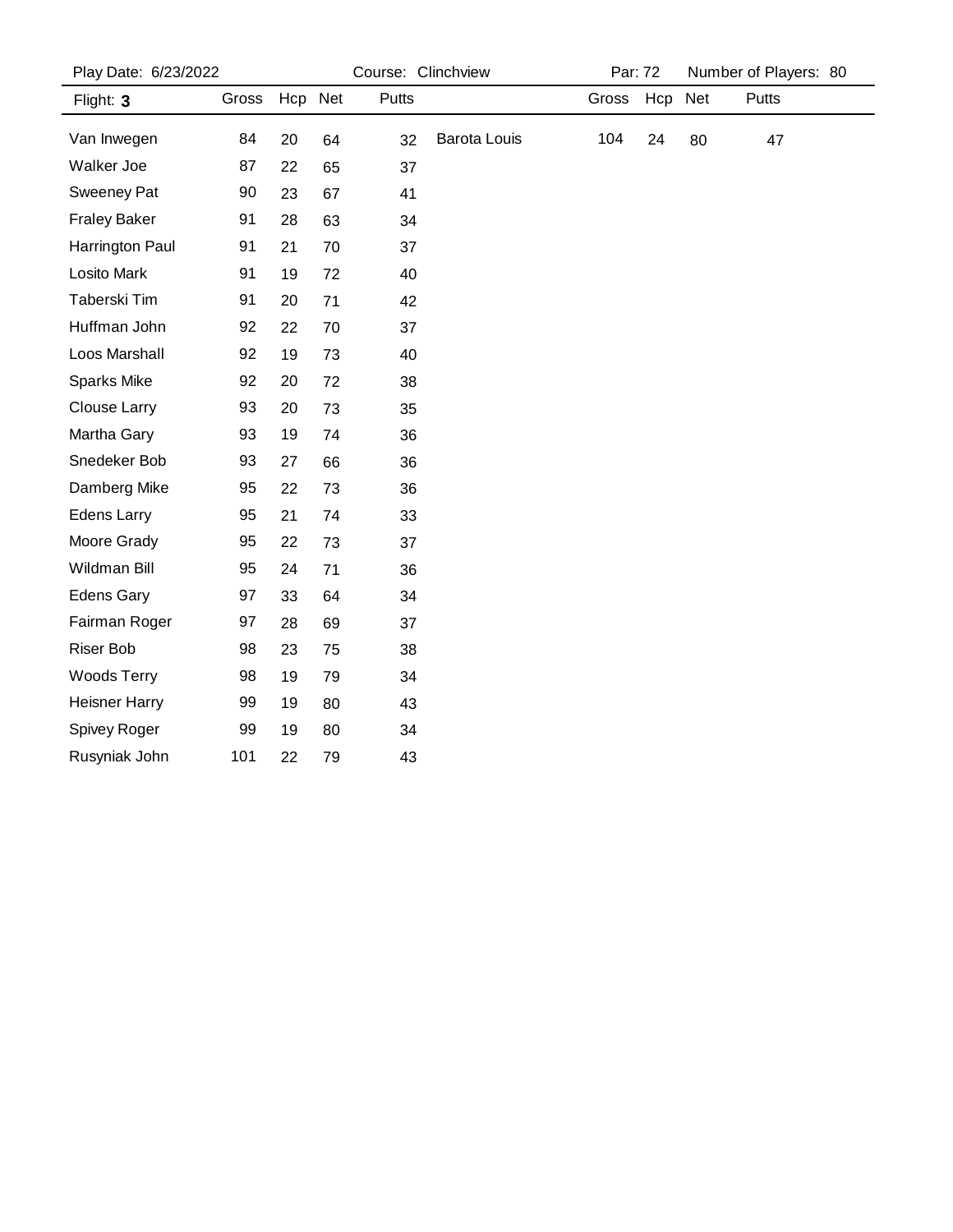Play Date: 6/23/2022 Course: Clinchview Par: 72 Number of Players: 80

| Flight: **3** | Gross | Hcp | Net | Putts | | Gross | Hcp | Net | Putts |
|---|---|---|---|---|---|---|---|---|---|
| Van Inwegen | 84 | 20 | 64 | 32 | Barota Louis | 104 | 24 | 80 | 47 |
| Walker Joe | 87 | 22 | 65 | 37 | | | | | |
| Sweeney Pat | 90 | 23 | 67 | 41 | | | | | |
| Fraley Baker | 91 | 28 | 63 | 34 | | | | | |
| Harrington Paul | 91 | 21 | 70 | 37 | | | | | |
| Losito Mark | 91 | 19 | 72 | 40 | | | | | |
| Taberski Tim | 91 | 20 | 71 | 42 | | | | | |
| Huffman John | 92 | 22 | 70 | 37 | | | | | |
| Loos Marshall | 92 | 19 | 73 | 40 | | | | | |
| Sparks Mike | 92 | 20 | 72 | 38 | | | | | |
| Clouse Larry | 93 | 20 | 73 | 35 | | | | | |
| Martha Gary | 93 | 19 | 74 | 36 | | | | | |
| Snedeker Bob | 93 | 27 | 66 | 36 | | | | | |
| Damberg Mike | 95 | 22 | 73 | 36 | | | | | |
| Edens Larry | 95 | 21 | 74 | 33 | | | | | |
| Moore Grady | 95 | 22 | 73 | 37 | | | | | |
| Wildman Bill | 95 | 24 | 71 | 36 | | | | | |
| Edens Gary | 97 | 33 | 64 | 34 | | | | | |
| Fairman Roger | 97 | 28 | 69 | 37 | | | | | |
| Riser Bob | 98 | 23 | 75 | 38 | | | | | |
| Woods Terry | 98 | 19 | 79 | 34 | | | | | |
| Heisner Harry | 99 | 19 | 80 | 43 | | | | | |
| Spivey Roger | 99 | 19 | 80 | 34 | | | | | |
| Rusyniak John | 101 | 22 | 79 | 43 | | | | | |